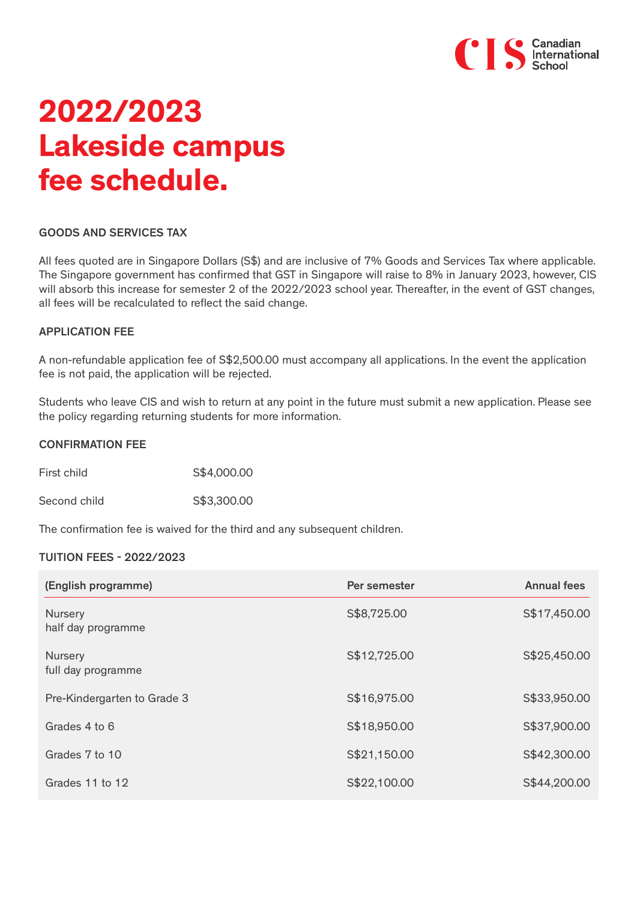# 2022/2023 Lakeside campus fee schedule.

### GOODS AND SERVICES TAX

All fees quoted are in Singapore Dollars (S$) and are inclusive of 7% Goods and Services Tax where applicable. The Singapore government has confirmed that GST in Singapore will raise to 8% in January 2023, however, CIS will absorb this increase for semester 2 of the 2022/2023 school year. Thereafter, in the event of GST changes, all fees will be recalculated to reflect the said change.

### APPLICATION FEE

A non-refundable application fee of S$2,500.00 must accompany all applications. In the event the application fee is not paid, the application will be rejected.

Students who leave CIS and wish to return at any point in the future must submit a new application. Please see the policy regarding returning students for more information.

### CONFIRMATION FEE

| | |
|---|---|
| First child | S$4,000.00 |
| Second child | S$3,300.00 |

The confirmation fee is waived for the third and any subsequent children.

### TUITION FEES - 2022/2023

| (English programme) | Per semester | Annual fees |
|---|---|---|
| Nursery half day programme | S$8,725.00 | S$17,450.00 |
| Nursery full day programme | S$12,725.00 | S$25,450.00 |
| Pre-Kindergarten to Grade 3 | S$16,975.00 | S$33,950.00 |
| Grades 4 to 6 | S$18,950.00 | S$37,900.00 |
| Grades 7 to 10 | S$21,150.00 | S$42,300.00 |
| Grades 11 to 12 | S$22,100.00 | S$44,200.00 |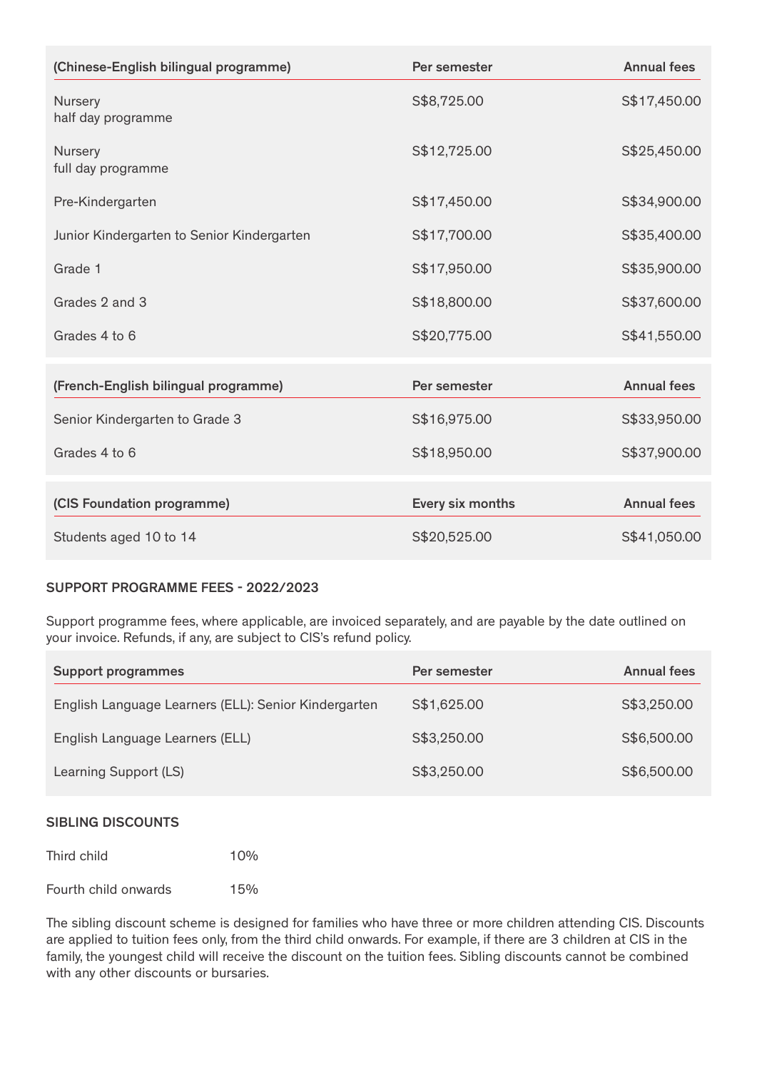| (Chinese-English bilingual programme) | Per semester | Annual fees |
| --- | --- | --- |
| Nursery half day programme | S$8,725.00 | S$17,450.00 |
| Nursery full day programme | S$12,725.00 | S$25,450.00 |
| Pre-Kindergarten | S$17,450.00 | S$34,900.00 |
| Junior Kindergarten to Senior Kindergarten | S$17,700.00 | S$35,400.00 |
| Grade 1 | S$17,950.00 | S$35,900.00 |
| Grades 2 and 3 | S$18,800.00 | S$37,600.00 |
| Grades 4 to 6 | S$20,775.00 | S$41,550.00 |

| (French-English bilingual programme) | Per semester | Annual fees |
| --- | --- | --- |
| Senior Kindergarten to Grade 3 | S$16,975.00 | S$33,950.00 |
| Grades 4 to 6 | S$18,950.00 | S$37,900.00 |

| (CIS Foundation programme) | Every six months | Annual fees |
| --- | --- | --- |
| Students aged 10 to 14 | S$20,525.00 | S$41,050.00 |

## SUPPORT PROGRAMME FEES - 2022/2023

Support programme fees, where applicable, are invoiced separately, and are payable by the date outlined on your invoice. Refunds, if any, are subject to CIS's refund policy.

| Support programmes | Per semester | Annual fees |
| --- | --- | --- |
| English Language Learners (ELL): Senior Kindergarten | S$1,625.00 | S$3,250.00 |
| English Language Learners (ELL) | S$3,250.00 | S$6,500.00 |
| Learning Support (LS) | S$3,250.00 | S$6,500.00 |

## SIBLING DISCOUNTS

| | |
| --- | --- |
| Third child | 10% |
| Fourth child onwards | 15% |

The sibling discount scheme is designed for families who have three or more children attending CIS. Discounts are applied to tuition fees only, from the third child onwards. For example, if there are 3 children at CIS in the family, the youngest child will receive the discount on the tuition fees. Sibling discounts cannot be combined with any other discounts or bursaries.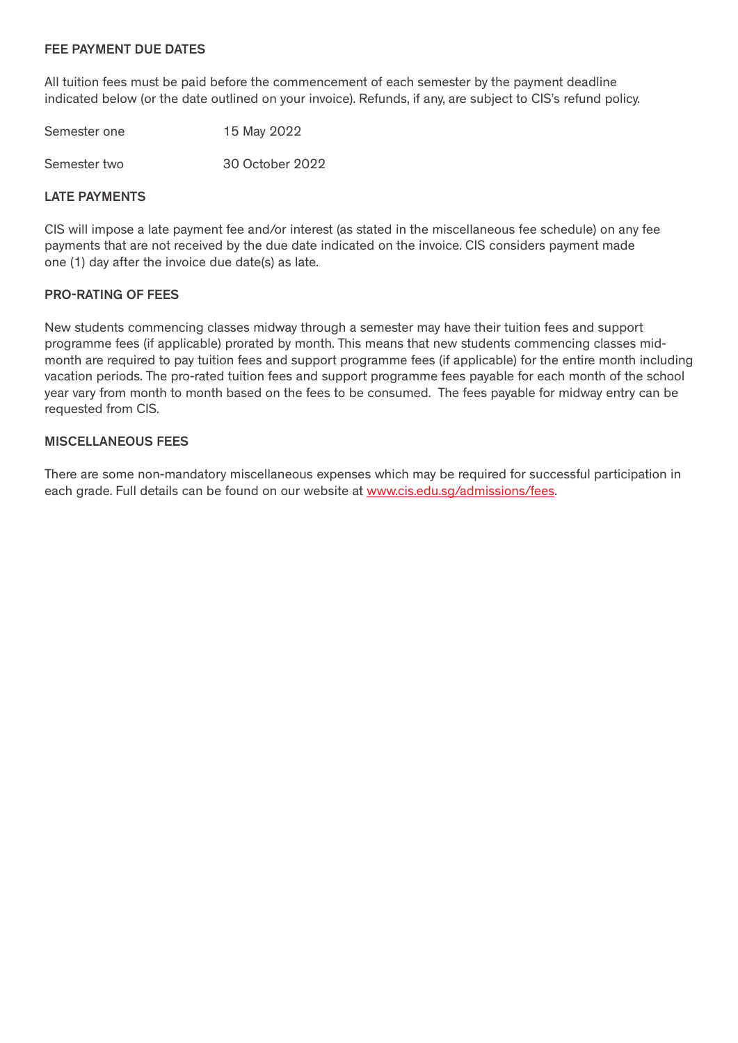## FEE PAYMENT DUE DATES

All tuition fees must be paid before the commencement of each semester by the payment deadline indicated below (or the date outlined on your invoice). Refunds, if any, are subject to CIS's refund policy.

| | |
|---|---|
| Semester one | 15 May 2022 |
| Semester two | 30 October 2022 |

## LATE PAYMENTS

CIS will impose a late payment fee and/or interest (as stated in the miscellaneous fee schedule) on any fee payments that are not received by the due date indicated on the invoice. CIS considers payment made one (1) day after the invoice due date(s) as late.

## PRO-RATING OF FEES

New students commencing classes midway through a semester may have their tuition fees and support programme fees (if applicable) prorated by month. This means that new students commencing classes mid-month are required to pay tuition fees and support programme fees (if applicable) for the entire month including vacation periods. The pro-rated tuition fees and support programme fees payable for each month of the school year vary from month to month based on the fees to be consumed. The fees payable for midway entry can be requested from CIS.

## MISCELLANEOUS FEES

There are some non-mandatory miscellaneous expenses which may be required for successful participation in each grade. Full details can be found on our website at www.cis.edu.sg/admissions/fees.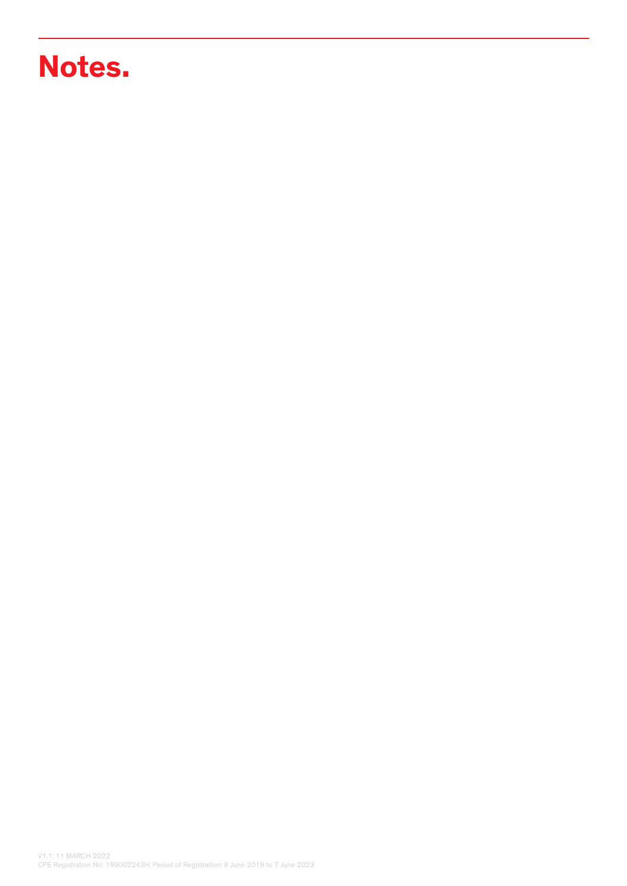# Notes.

V1.1: 11 MARCH 2022
CPE Registration No: 199002243H. Period of Registration: 8 June 2019 to 7 June 2023